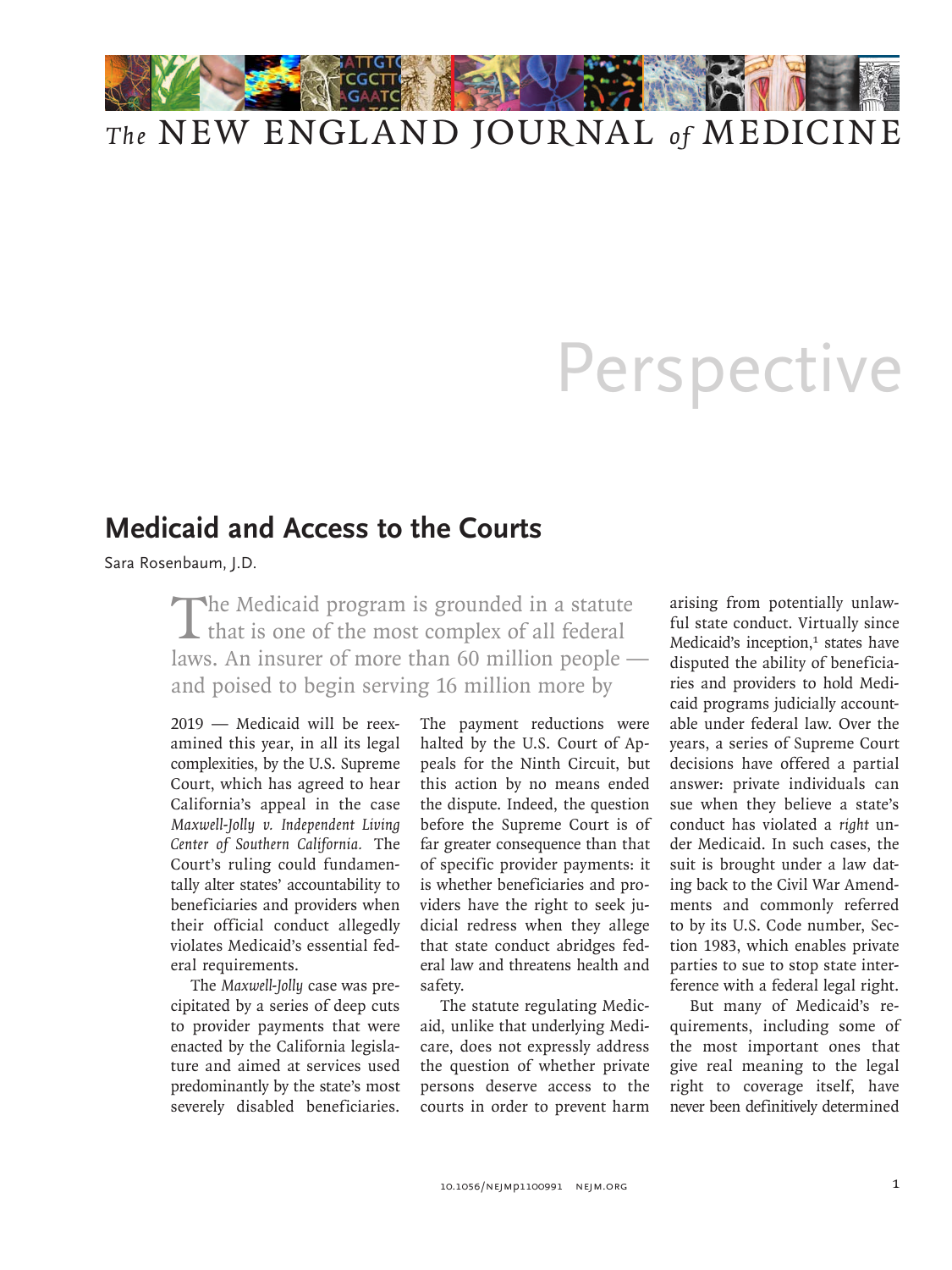# Perspective

## Medicaid and Access to the Courts

Sara Rosenbaum, J.D.

The Medicaid program is grounded in a statute that is one of the most complex of all federal laws. An insurer of more than 60 million people — and poised to begin serving 16 million more by 2019 — Medicaid will be reexamined this year, in all its legal complexities, by the U.S. Supreme Court, which has agreed to hear California's appeal in the case *Maxwell-Jolly v. Independent Living Center of Southern California.* The Court's ruling could fundamentally alter states' accountability to beneficiaries and providers when their official conduct allegedly violates Medicaid's essential federal requirements.

The *Maxwell-Jolly* case was precipitated by a series of deep cuts to provider payments that were enacted by the California legislature and aimed at services used predominantly by the state's most severely disabled beneficiaries. The payment reductions were halted by the U.S. Court of Appeals for the Ninth Circuit, but this action by no means ended the dispute. Indeed, the question before the Supreme Court is of far greater consequence than that of specific provider payments: it is whether beneficiaries and providers have the right to seek judicial redress when they allege that state conduct abridges federal law and threatens health and safety.

The statute regulating Medicaid, unlike that underlying Medicare, does not expressly address the question of whether private persons deserve access to the courts in order to prevent harm arising from potentially unlawful state conduct. Virtually since Medicaid's inception,[1] states have disputed the ability of beneficiaries and providers to hold Medicaid programs judicially accountable under federal law. Over the years, a series of Supreme Court decisions have offered a partial answer: private individuals can sue when they believe a state's conduct has violated a *right* under Medicaid. In such cases, the suit is brought under a law dating back to the Civil War Amendments and commonly referred to by its U.S. Code number, Section 1983, which enables private parties to sue to stop state interference with a federal legal right.

But many of Medicaid's requirements, including some of the most important ones that give real meaning to the legal right to coverage itself, have never been definitively determined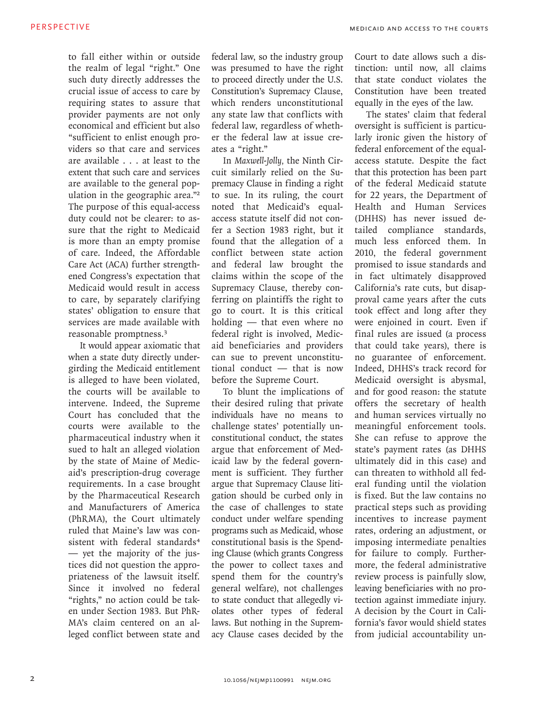to fall either within or outside the realm of legal "right." One such duty directly addresses the crucial issue of access to care by requiring states to assure that provider payments are not only economical and efficient but also "sufficient to enlist enough providers so that care and services are available . . . at least to the extent that such care and services are available to the general population in the geographic area."[2] The purpose of this equal-access duty could not be clearer: to assure that the right to Medicaid is more than an empty promise of care. Indeed, the Affordable Care Act (ACA) further strengthened Congress's expectation that Medicaid would result in access to care, by separately clarifying states' obligation to ensure that services are made available with reasonable promptness.[3]

It would appear axiomatic that when a state duty directly undergirding the Medicaid entitlement is alleged to have been violated, the courts will be available to intervene. Indeed, the Supreme Court has concluded that the courts were available to the pharmaceutical industry when it sued to halt an alleged violation by the state of Maine of Medicaid's prescription-drug coverage requirements. In a case brought by the Pharmaceutical Research and Manufacturers of America (PhRMA), the Court ultimately ruled that Maine's law was consistent with federal standards[4] — yet the majority of the justices did not question the appropriateness of the lawsuit itself. Since it involved no federal "rights," no action could be taken under Section 1983. But PhRMA's claim centered on an alleged conflict between state and federal law, so the industry group was presumed to have the right to proceed directly under the U.S. Constitution's Supremacy Clause, which renders unconstitutional any state law that conflicts with federal law, regardless of whether the federal law at issue creates a "right."

In *Maxwell-Jolly*, the Ninth Circuit similarly relied on the Supremacy Clause in finding a right to sue. In its ruling, the court noted that Medicaid's equal-access statute itself did not confer a Section 1983 right, but it found that the allegation of a conflict between state action and federal law brought the claims within the scope of the Supremacy Clause, thereby conferring on plaintiffs the right to go to court. It is this critical holding — that even where no federal right is involved, Medicaid beneficiaries and providers can sue to prevent unconstitutional conduct — that is now before the Supreme Court.

To blunt the implications of their desired ruling that private individuals have no means to challenge states' potentially unconstitutional conduct, the states argue that enforcement of Medicaid law by the federal government is sufficient. They further argue that Supremacy Clause litigation should be curbed only in the case of challenges to state conduct under welfare spending programs such as Medicaid, whose constitutional basis is the Spending Clause (which grants Congress the power to collect taxes and spend them for the country's general welfare), not challenges to state conduct that allegedly violates other types of federal laws. But nothing in the Supremacy Clause cases decided by the Court to date allows such a distinction: until now, all claims that state conduct violates the Constitution have been treated equally in the eyes of the law.

The states' claim that federal oversight is sufficient is particularly ironic given the history of federal enforcement of the equal-access statute. Despite the fact that this protection has been part of the federal Medicaid statute for 22 years, the Department of Health and Human Services (DHHS) has never issued detailed compliance standards, much less enforced them. In 2010, the federal government promised to issue standards and in fact ultimately disapproved California's rate cuts, but disapproval came years after the cuts took effect and long after they were enjoined in court. Even if final rules are issued (a process that could take years), there is no guarantee of enforcement. Indeed, DHHS's track record for Medicaid oversight is abysmal, and for good reason: the statute offers the secretary of health and human services virtually no meaningful enforcement tools. She can refuse to approve the state's payment rates (as DHHS ultimately did in this case) and can threaten to withhold all federal funding until the violation is fixed. But the law contains no practical steps such as providing incentives to increase payment rates, ordering an adjustment, or imposing intermediate penalties for failure to comply. Furthermore, the federal administrative review process is painfully slow, leaving beneficiaries with no protection against immediate injury. A decision by the Court in California's favor would shield states from judicial accountability un-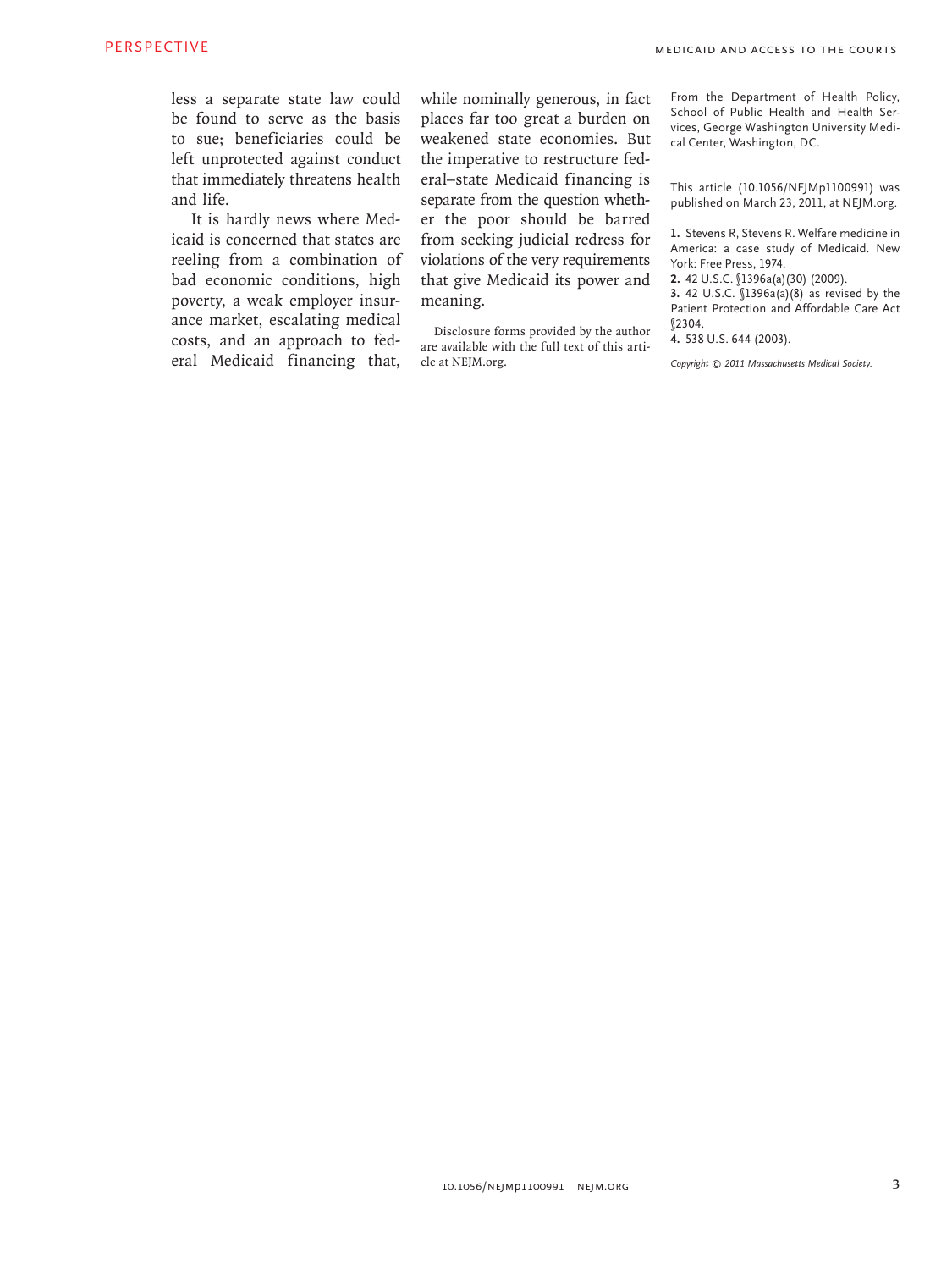less a separate state law could be found to serve as the basis to sue; beneficiaries could be left unprotected against conduct that immediately threatens health and life.

It is hardly news where Medicaid is concerned that states are reeling from a combination of bad economic conditions, high poverty, a weak employer insurance market, escalating medical costs, and an approach to federal Medicaid financing that, while nominally generous, in fact places far too great a burden on weakened state economies. But the imperative to restructure federal–state Medicaid financing is separate from the question whether the poor should be barred from seeking judicial redress for violations of the very requirements that give Medicaid its power and meaning.

Disclosure forms provided by the author are available with the full text of this article at NEJM.org.

From the Department of Health Policy, School of Public Health and Health Services, George Washington University Medical Center, Washington, DC.

This article (10.1056/NEJMp1100991) was published on March 23, 2011, at NEJM.org.

1. Stevens R, Stevens R. Welfare medicine in America: a case study of Medicaid. New York: Free Press, 1974.
2. 42 U.S.C. §1396a(a)(30) (2009).
3. 42 U.S.C. §1396a(a)(8) as revised by the Patient Protection and Affordable Care Act §2304.
4. 538 U.S. 644 (2003).

*Copyright © 2011 Massachusetts Medical Society.*